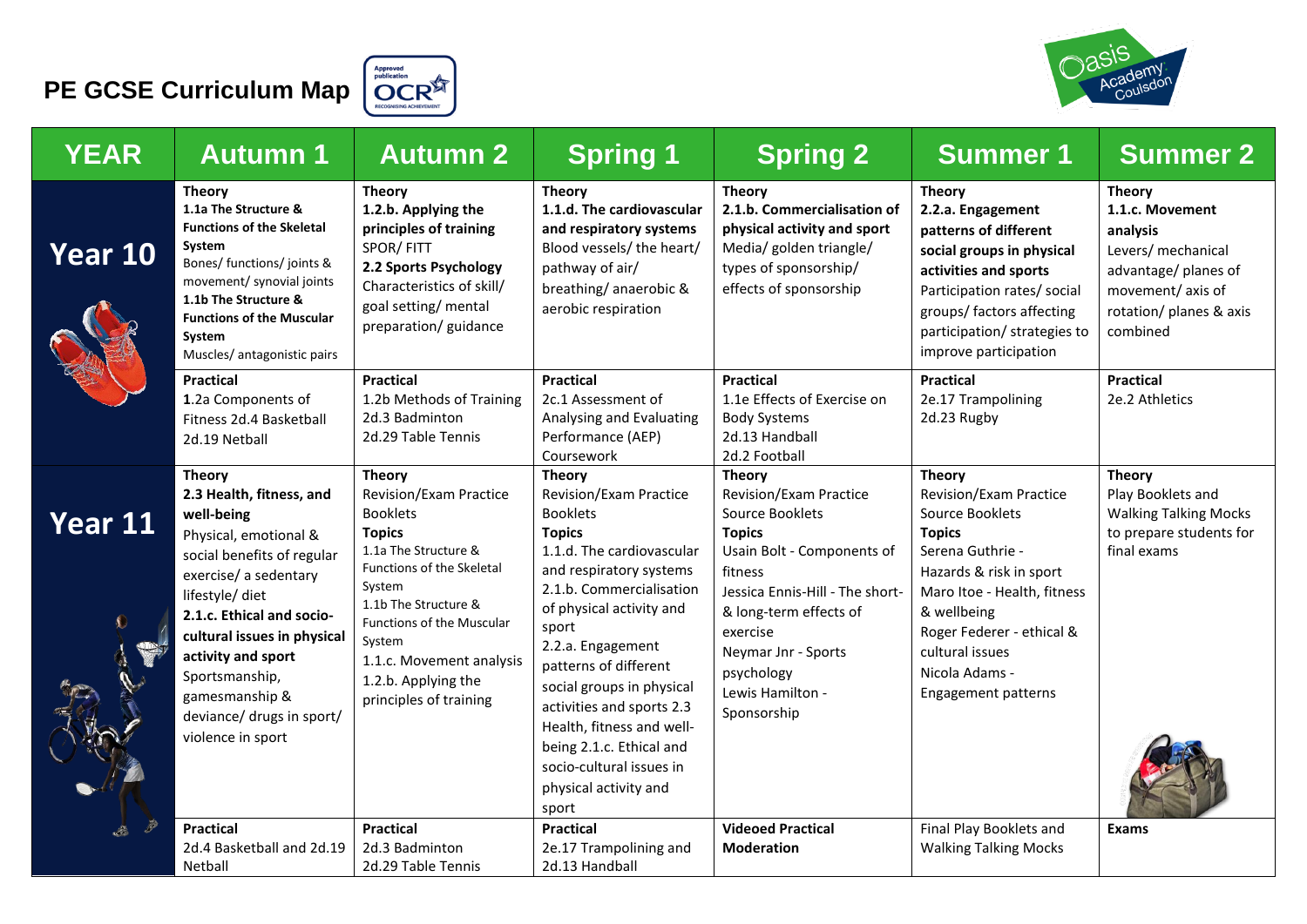# PE GCSE Curriculum Map

| YEAR | Autumn 1 | Autumn 2 | Spring 1 | Spring 2 | Summer 1 | Summer 2 |
|---|---|---|---|---|---|---|
| **Year 10** | **Theory**<br>**1.1a The Structure & Functions of the Skeletal System**<br>Bones/ functions/ joints & movement/ synovial joints<br>**1.1b The Structure & Functions of the Muscular System**<br>Muscles/ antagonistic pairs | **Theory**<br>**1.2.b. Applying the principles of training**<br>SPOR/ FITT<br>**2.2 Sports Psychology**<br>Characteristics of skill/ goal setting/ mental preparation/ guidance | **Theory**<br>**1.1.d. The cardiovascular and respiratory systems**<br>Blood vessels/ the heart/ pathway of air/ breathing/ anaerobic & aerobic respiration | **Theory**<br>**2.1.b. Commercialisation of physical activity and sport**<br>Media/ golden triangle/ types of sponsorship/ effects of sponsorship | **Theory**<br>**2.2.a. Engagement patterns of different social groups in physical activities and sports**<br>Participation rates/ social groups/ factors affecting participation/ strategies to improve participation | **Theory**<br>**1.1.c. Movement analysis**<br>Levers/ mechanical advantage/ planes of movement/ axis of rotation/ planes & axis combined |
| | **Practical**<br>**1**.2a Components of Fitness 2d.4 Basketball<br>2d.19 Netball | **Practical**<br>1.2b Methods of Training<br>2d.3 Badminton<br>2d.29 Table Tennis | **Practical**<br>2c.1 Assessment of Analysing and Evaluating Performance (AEP) Coursework | **Practical**<br>1.1e Effects of Exercise on Body Systems<br>2d.13 Handball<br>2d.2 Football | **Practical**<br>2e.17 Trampolining<br>2d.23 Rugby | **Practical**<br>2e.2 Athletics |
| **Year 11** | **Theory**<br>**2.3 Health, fitness, and well-being**<br>Physical, emotional & social benefits of regular exercise/ a sedentary lifestyle/ diet<br>**2.1.c. Ethical and socio-cultural issues in physical activity and sport**<br>Sportsmanship, gamesmanship & deviance/ drugs in sport/ violence in sport | **Theory**<br>Revision/Exam Practice Booklets<br>**Topics**<br>1.1a The Structure & Functions of the Skeletal System<br>1.1b The Structure & Functions of the Muscular System<br>1.1.c. Movement analysis<br>1.2.b. Applying the principles of training | **Theory**<br>Revision/Exam Practice Booklets<br>**Topics**<br>1.1.d. The cardiovascular and respiratory systems<br>2.1.b. Commercialisation of physical activity and sport<br>2.2.a. Engagement patterns of different social groups in physical activities and sports 2.3 Health, fitness and well-being 2.1.c. Ethical and socio-cultural issues in physical activity and sport | **Theory**<br>Revision/Exam Practice Source Booklets<br>**Topics**<br>Usain Bolt - Components of fitness<br>Jessica Ennis-Hill - The short- & long-term effects of exercise<br>Neymar Jnr - Sports psychology<br>Lewis Hamilton - Sponsorship | **Theory**<br>Revision/Exam Practice Source Booklets<br>**Topics**<br>Serena Guthrie - Hazards & risk in sport<br>Maro Itoe - Health, fitness & wellbeing<br>Roger Federer - ethical & cultural issues<br>Nicola Adams - Engagement patterns | **Theory**<br>Play Booklets and Walking Talking Mocks to prepare students for final exams |
| | **Practical**<br>2d.4 Basketball and 2d.19 Netball | **Practical**<br>2d.3 Badminton<br>2d.29 Table Tennis | **Practical**<br>2e.17 Trampolining and 2d.13 Handball | **Videoed Practical Moderation** | Final Play Booklets and Walking Talking Mocks | **Exams** |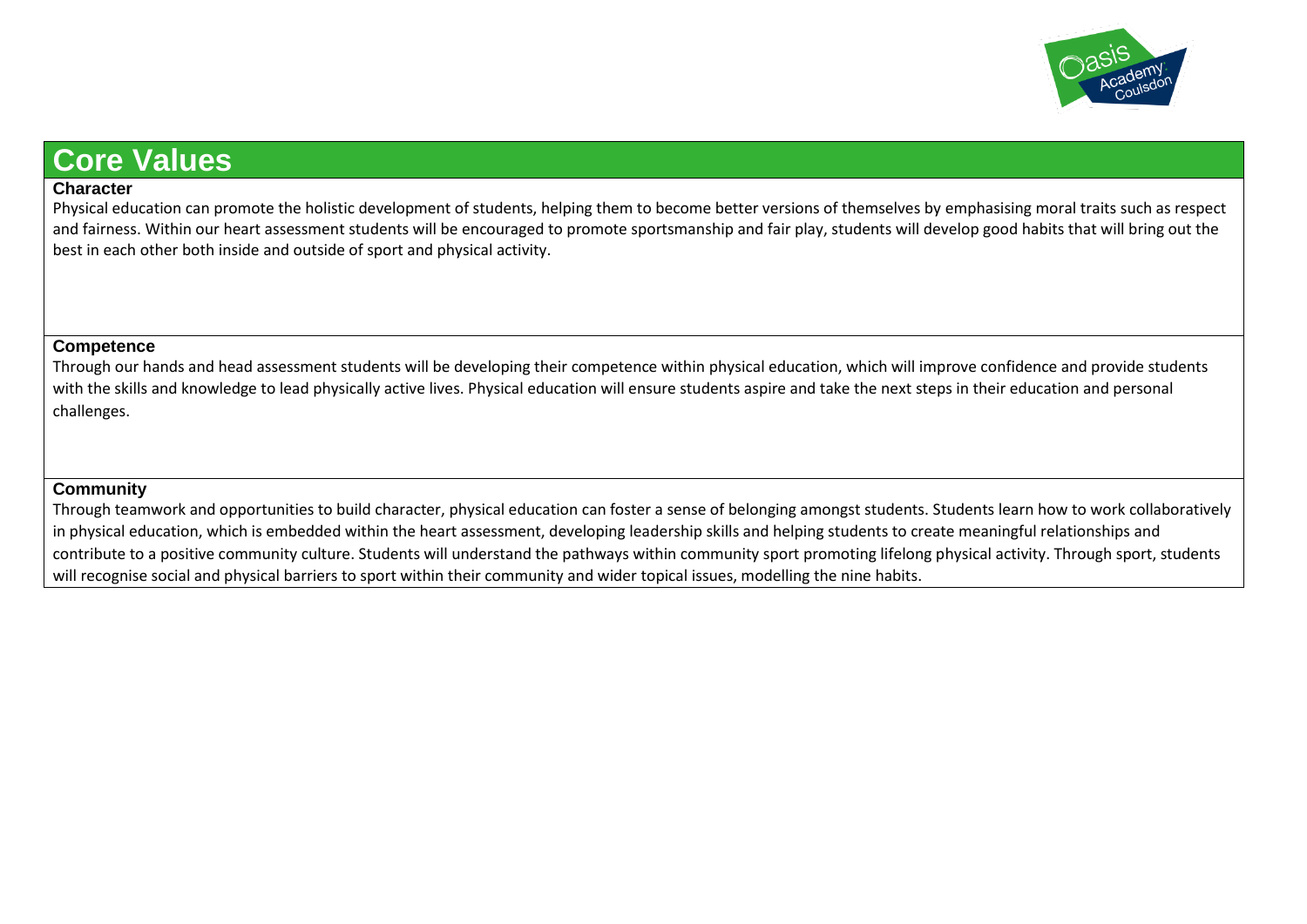# Core Values

### Character

Physical education can promote the holistic development of students, helping them to become better versions of themselves by emphasising moral traits such as respect and fairness. Within our heart assessment students will be encouraged to promote sportsmanship and fair play, students will develop good habits that will bring out the best in each other both inside and outside of sport and physical activity.

### Competence

Through our hands and head assessment students will be developing their competence within physical education, which will improve confidence and provide students with the skills and knowledge to lead physically active lives. Physical education will ensure students aspire and take the next steps in their education and personal challenges.

### Community

Through teamwork and opportunities to build character, physical education can foster a sense of belonging amongst students. Students learn how to work collaboratively in physical education, which is embedded within the heart assessment, developing leadership skills and helping students to create meaningful relationships and contribute to a positive community culture. Students will understand the pathways within community sport promoting lifelong physical activity. Through sport, students will recognise social and physical barriers to sport within their community and wider topical issues, modelling the nine habits.